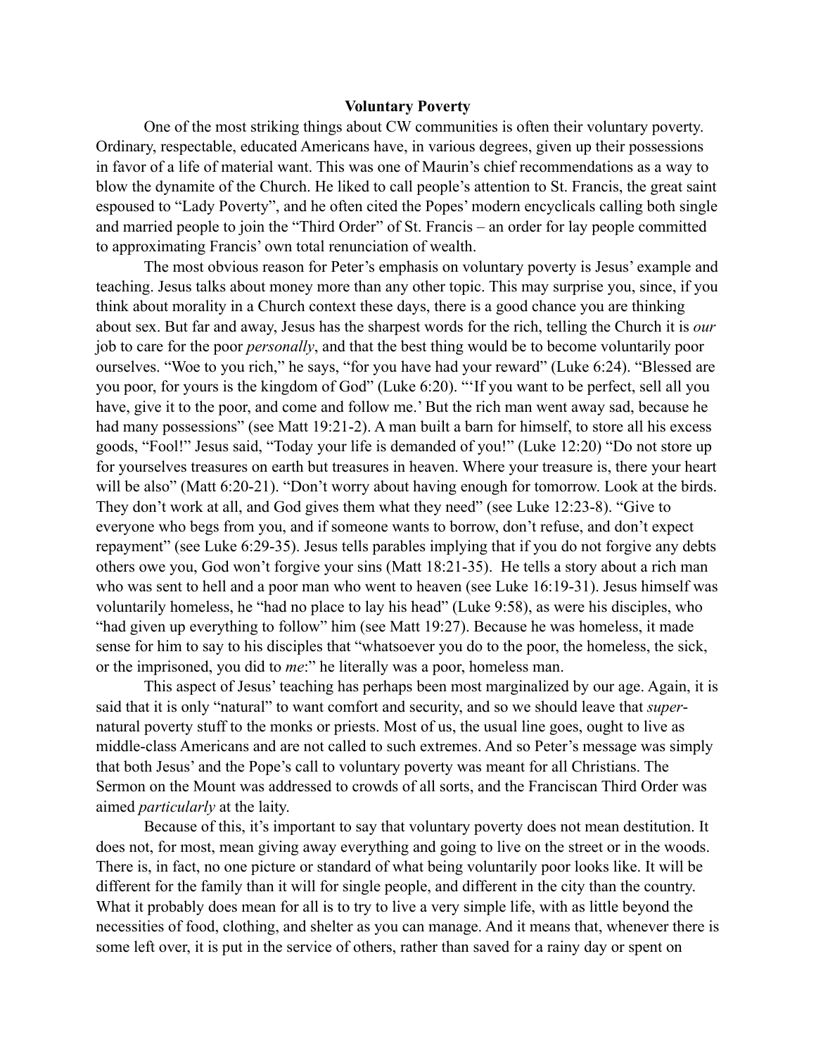# Voluntary Poverty

One of the most striking things about CW communities is often their voluntary poverty. Ordinary, respectable, educated Americans have, in various degrees, given up their possessions in favor of a life of material want. This was one of Maurin's chief recommendations as a way to blow the dynamite of the Church. He liked to call people's attention to St. Francis, the great saint espoused to "Lady Poverty", and he often cited the Popes' modern encyclicals calling both single and married people to join the "Third Order" of St. Francis – an order for lay people committed to approximating Francis' own total renunciation of wealth.

The most obvious reason for Peter's emphasis on voluntary poverty is Jesus' example and teaching. Jesus talks about money more than any other topic. This may surprise you, since, if you think about morality in a Church context these days, there is a good chance you are thinking about sex. But far and away, Jesus has the sharpest words for the rich, telling the Church it is *our* job to care for the poor *personally*, and that the best thing would be to become voluntarily poor ourselves. "Woe to you rich," he says, "for you have had your reward" (Luke 6:24). "Blessed are you poor, for yours is the kingdom of God" (Luke 6:20). "'If you want to be perfect, sell all you have, give it to the poor, and come and follow me.' But the rich man went away sad, because he had many possessions" (see Matt 19:21-2). A man built a barn for himself, to store all his excess goods, "Fool!" Jesus said, "Today your life is demanded of you!" (Luke 12:20) "Do not store up for yourselves treasures on earth but treasures in heaven. Where your treasure is, there your heart will be also" (Matt 6:20-21). "Don't worry about having enough for tomorrow. Look at the birds. They don't work at all, and God gives them what they need" (see Luke 12:23-8). "Give to everyone who begs from you, and if someone wants to borrow, don't refuse, and don't expect repayment" (see Luke 6:29-35). Jesus tells parables implying that if you do not forgive any debts others owe you, God won't forgive your sins (Matt 18:21-35). He tells a story about a rich man who was sent to hell and a poor man who went to heaven (see Luke 16:19-31). Jesus himself was voluntarily homeless, he "had no place to lay his head" (Luke 9:58), as were his disciples, who "had given up everything to follow" him (see Matt 19:27). Because he was homeless, it made sense for him to say to his disciples that "whatsoever you do to the poor, the homeless, the sick, or the imprisoned, you did to *me*:" he literally was a poor, homeless man.

This aspect of Jesus' teaching has perhaps been most marginalized by our age. Again, it is said that it is only "natural" to want comfort and security, and so we should leave that *super*-natural poverty stuff to the monks or priests. Most of us, the usual line goes, ought to live as middle-class Americans and are not called to such extremes. And so Peter's message was simply that both Jesus' and the Pope's call to voluntary poverty was meant for all Christians. The Sermon on the Mount was addressed to crowds of all sorts, and the Franciscan Third Order was aimed *particularly* at the laity.

Because of this, it's important to say that voluntary poverty does not mean destitution. It does not, for most, mean giving away everything and going to live on the street or in the woods. There is, in fact, no one picture or standard of what being voluntarily poor looks like. It will be different for the family than it will for single people, and different in the city than the country. What it probably does mean for all is to try to live a very simple life, with as little beyond the necessities of food, clothing, and shelter as you can manage. And it means that, whenever there is some left over, it is put in the service of others, rather than saved for a rainy day or spent on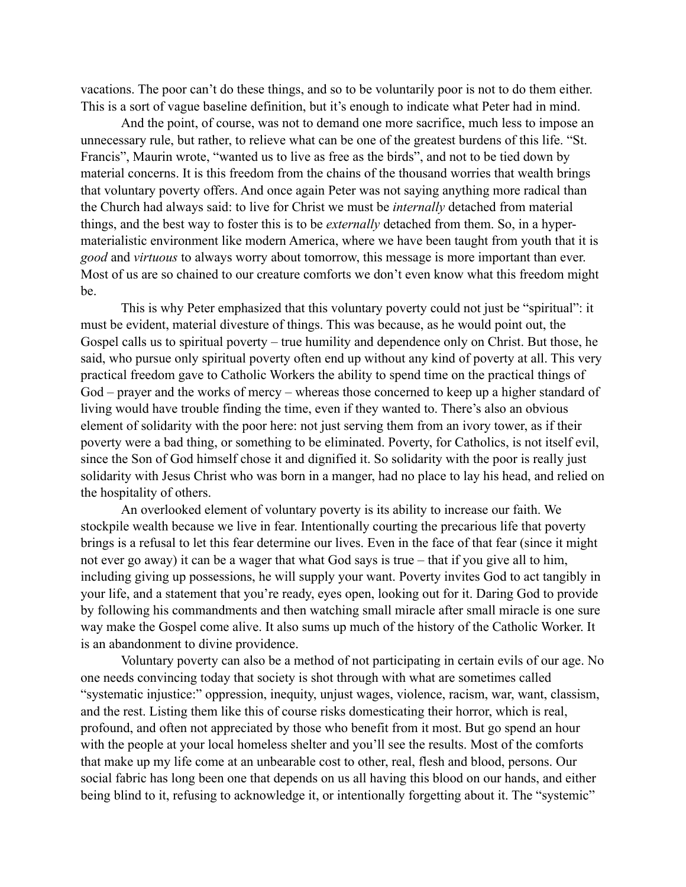vacations. The poor can't do these things, and so to be voluntarily poor is not to do them either. This is a sort of vague baseline definition, but it's enough to indicate what Peter had in mind.

And the point, of course, was not to demand one more sacrifice, much less to impose an unnecessary rule, but rather, to relieve what can be one of the greatest burdens of this life. "St. Francis", Maurin wrote, "wanted us to live as free as the birds", and not to be tied down by material concerns. It is this freedom from the chains of the thousand worries that wealth brings that voluntary poverty offers. And once again Peter was not saying anything more radical than the Church had always said: to live for Christ we must be *internally* detached from material things, and the best way to foster this is to be *externally* detached from them. So, in a hyper-materialistic environment like modern America, where we have been taught from youth that it is *good* and *virtuous* to always worry about tomorrow, this message is more important than ever. Most of us are so chained to our creature comforts we don't even know what this freedom might be.

This is why Peter emphasized that this voluntary poverty could not just be "spiritual": it must be evident, material divesture of things. This was because, as he would point out, the Gospel calls us to spiritual poverty – true humility and dependence only on Christ. But those, he said, who pursue only spiritual poverty often end up without any kind of poverty at all. This very practical freedom gave to Catholic Workers the ability to spend time on the practical things of God – prayer and the works of mercy – whereas those concerned to keep up a higher standard of living would have trouble finding the time, even if they wanted to. There's also an obvious element of solidarity with the poor here: not just serving them from an ivory tower, as if their poverty were a bad thing, or something to be eliminated. Poverty, for Catholics, is not itself evil, since the Son of God himself chose it and dignified it. So solidarity with the poor is really just solidarity with Jesus Christ who was born in a manger, had no place to lay his head, and relied on the hospitality of others.

An overlooked element of voluntary poverty is its ability to increase our faith. We stockpile wealth because we live in fear. Intentionally courting the precarious life that poverty brings is a refusal to let this fear determine our lives. Even in the face of that fear (since it might not ever go away) it can be a wager that what God says is true – that if you give all to him, including giving up possessions, he will supply your want. Poverty invites God to act tangibly in your life, and a statement that you're ready, eyes open, looking out for it. Daring God to provide by following his commandments and then watching small miracle after small miracle is one sure way make the Gospel come alive. It also sums up much of the history of the Catholic Worker. It is an abandonment to divine providence.

Voluntary poverty can also be a method of not participating in certain evils of our age. No one needs convincing today that society is shot through with what are sometimes called "systematic injustice:" oppression, inequity, unjust wages, violence, racism, war, want, classism, and the rest. Listing them like this of course risks domesticating their horror, which is real, profound, and often not appreciated by those who benefit from it most. But go spend an hour with the people at your local homeless shelter and you'll see the results. Most of the comforts that make up my life come at an unbearable cost to other, real, flesh and blood, persons. Our social fabric has long been one that depends on us all having this blood on our hands, and either being blind to it, refusing to acknowledge it, or intentionally forgetting about it. The "systemic"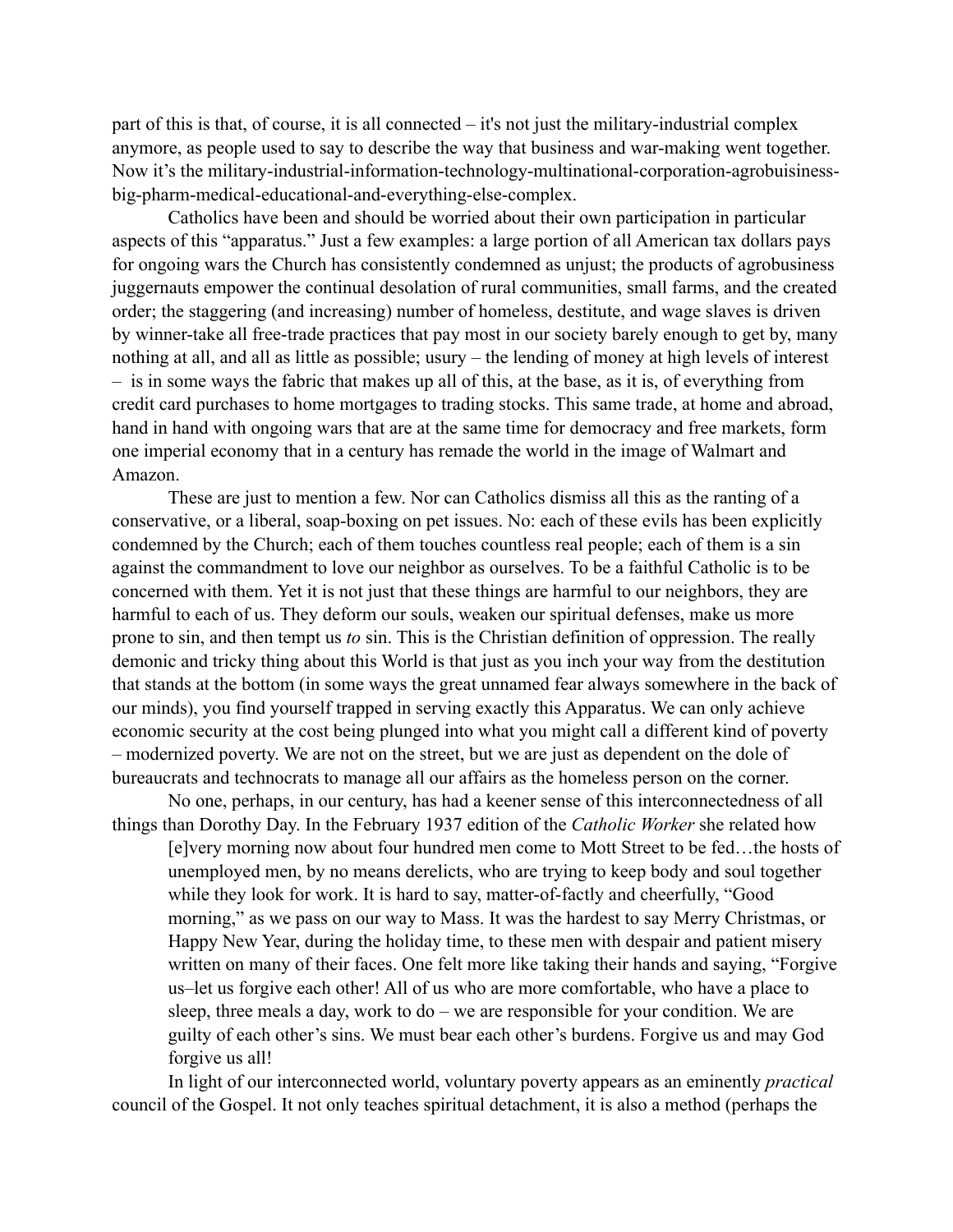part of this is that, of course, it is all connected – it's not just the military-industrial complex anymore, as people used to say to describe the way that business and war-making went together. Now it's the military-industrial-information-technology-multinational-corporation-agrobuisiness-big-pharm-medical-educational-and-everything-else-complex.

Catholics have been and should be worried about their own participation in particular aspects of this "apparatus." Just a few examples: a large portion of all American tax dollars pays for ongoing wars the Church has consistently condemned as unjust; the products of agrobusiness juggernauts empower the continual desolation of rural communities, small farms, and the created order; the staggering (and increasing) number of homeless, destitute, and wage slaves is driven by winner-take all free-trade practices that pay most in our society barely enough to get by, many nothing at all, and all as little as possible; usury – the lending of money at high levels of interest – is in some ways the fabric that makes up all of this, at the base, as it is, of everything from credit card purchases to home mortgages to trading stocks. This same trade, at home and abroad, hand in hand with ongoing wars that are at the same time for democracy and free markets, form one imperial economy that in a century has remade the world in the image of Walmart and Amazon.

These are just to mention a few. Nor can Catholics dismiss all this as the ranting of a conservative, or a liberal, soap-boxing on pet issues. No: each of these evils has been explicitly condemned by the Church; each of them touches countless real people; each of them is a sin against the commandment to love our neighbor as ourselves. To be a faithful Catholic is to be concerned with them. Yet it is not just that these things are harmful to our neighbors, they are harmful to each of us. They deform our souls, weaken our spiritual defenses, make us more prone to sin, and then tempt us *to* sin. This is the Christian definition of oppression. The really demonic and tricky thing about this World is that just as you inch your way from the destitution that stands at the bottom (in some ways the great unnamed fear always somewhere in the back of our minds), you find yourself trapped in serving exactly this Apparatus. We can only achieve economic security at the cost being plunged into what you might call a different kind of poverty – modernized poverty. We are not on the street, but we are just as dependent on the dole of bureaucrats and technocrats to manage all our affairs as the homeless person on the corner.

No one, perhaps, in our century, has had a keener sense of this interconnectedness of all things than Dorothy Day. In the February 1937 edition of the *Catholic Worker* she related how

> [e]very morning now about four hundred men come to Mott Street to be fed…the hosts of unemployed men, by no means derelicts, who are trying to keep body and soul together while they look for work. It is hard to say, matter-of-factly and cheerfully, "Good morning," as we pass on our way to Mass. It was the hardest to say Merry Christmas, or Happy New Year, during the holiday time, to these men with despair and patient misery written on many of their faces. One felt more like taking their hands and saying, "Forgive us–let us forgive each other! All of us who are more comfortable, who have a place to sleep, three meals a day, work to do – we are responsible for your condition. We are guilty of each other's sins. We must bear each other's burdens. Forgive us and may God forgive us all!

In light of our interconnected world, voluntary poverty appears as an eminently *practical* council of the Gospel. It not only teaches spiritual detachment, it is also a method (perhaps the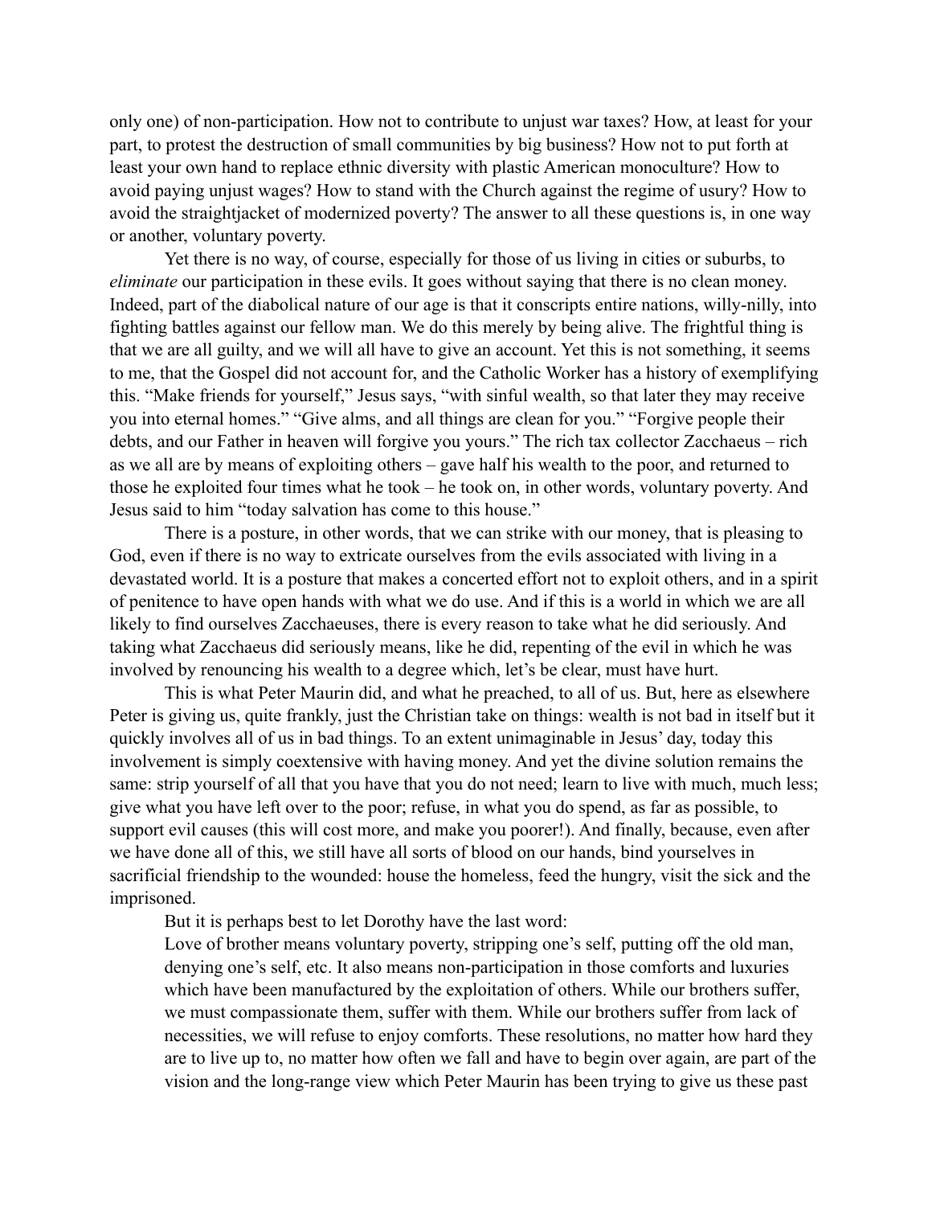only one) of non-participation. How not to contribute to unjust war taxes? How, at least for your part, to protest the destruction of small communities by big business? How not to put forth at least your own hand to replace ethnic diversity with plastic American monoculture? How to avoid paying unjust wages? How to stand with the Church against the regime of usury? How to avoid the straightjacket of modernized poverty? The answer to all these questions is, in one way or another, voluntary poverty.

Yet there is no way, of course, especially for those of us living in cities or suburbs, to *eliminate* our participation in these evils. It goes without saying that there is no clean money. Indeed, part of the diabolical nature of our age is that it conscripts entire nations, willy-nilly, into fighting battles against our fellow man. We do this merely by being alive. The frightful thing is that we are all guilty, and we will all have to give an account. Yet this is not something, it seems to me, that the Gospel did not account for, and the Catholic Worker has a history of exemplifying this. "Make friends for yourself," Jesus says, "with sinful wealth, so that later they may receive you into eternal homes." "Give alms, and all things are clean for you." "Forgive people their debts, and our Father in heaven will forgive you yours." The rich tax collector Zacchaeus – rich as we all are by means of exploiting others – gave half his wealth to the poor, and returned to those he exploited four times what he took – he took on, in other words, voluntary poverty. And Jesus said to him "today salvation has come to this house."

There is a posture, in other words, that we can strike with our money, that is pleasing to God, even if there is no way to extricate ourselves from the evils associated with living in a devastated world. It is a posture that makes a concerted effort not to exploit others, and in a spirit of penitence to have open hands with what we do use. And if this is a world in which we are all likely to find ourselves Zacchaeuses, there is every reason to take what he did seriously. And taking what Zacchaeus did seriously means, like he did, repenting of the evil in which he was involved by renouncing his wealth to a degree which, let's be clear, must have hurt.

This is what Peter Maurin did, and what he preached, to all of us. But, here as elsewhere Peter is giving us, quite frankly, just the Christian take on things: wealth is not bad in itself but it quickly involves all of us in bad things. To an extent unimaginable in Jesus' day, today this involvement is simply coextensive with having money. And yet the divine solution remains the same: strip yourself of all that you have that you do not need; learn to live with much, much less; give what you have left over to the poor; refuse, in what you do spend, as far as possible, to support evil causes (this will cost more, and make you poorer!). And finally, because, even after we have done all of this, we still have all sorts of blood on our hands, bind yourselves in sacrificial friendship to the wounded: house the homeless, feed the hungry, visit the sick and the imprisoned.

But it is perhaps best to let Dorothy have the last word:

> Love of brother means voluntary poverty, stripping one's self, putting off the old man, denying one's self, etc. It also means non-participation in those comforts and luxuries which have been manufactured by the exploitation of others. While our brothers suffer, we must compassionate them, suffer with them. While our brothers suffer from lack of necessities, we will refuse to enjoy comforts. These resolutions, no matter how hard they are to live up to, no matter how often we fall and have to begin over again, are part of the vision and the long-range view which Peter Maurin has been trying to give us these past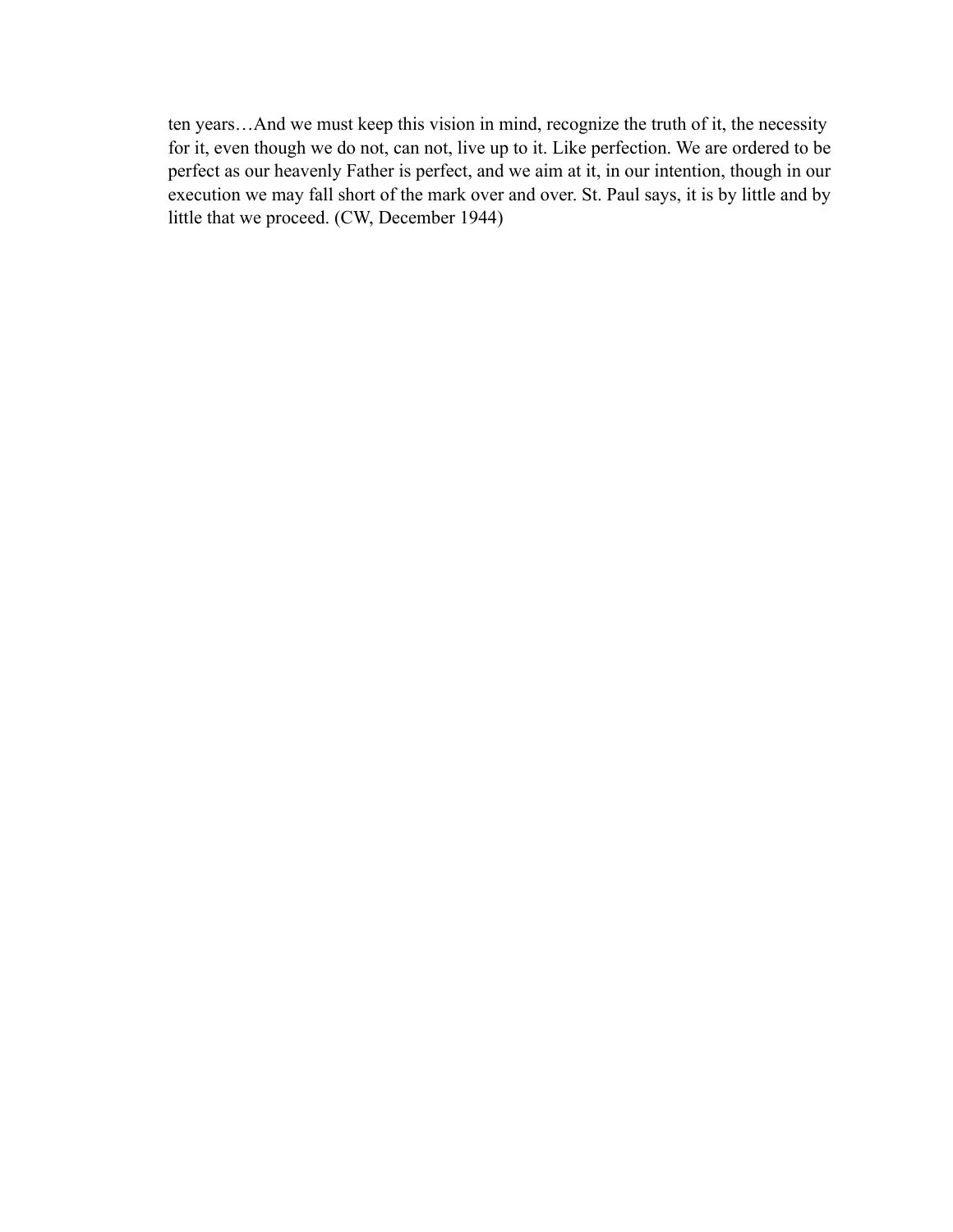ten years…And we must keep this vision in mind, recognize the truth of it, the necessity for it, even though we do not, can not, live up to it. Like perfection. We are ordered to be perfect as our heavenly Father is perfect, and we aim at it, in our intention, though in our execution we may fall short of the mark over and over. St. Paul says, it is by little and by little that we proceed. (CW, December 1944)